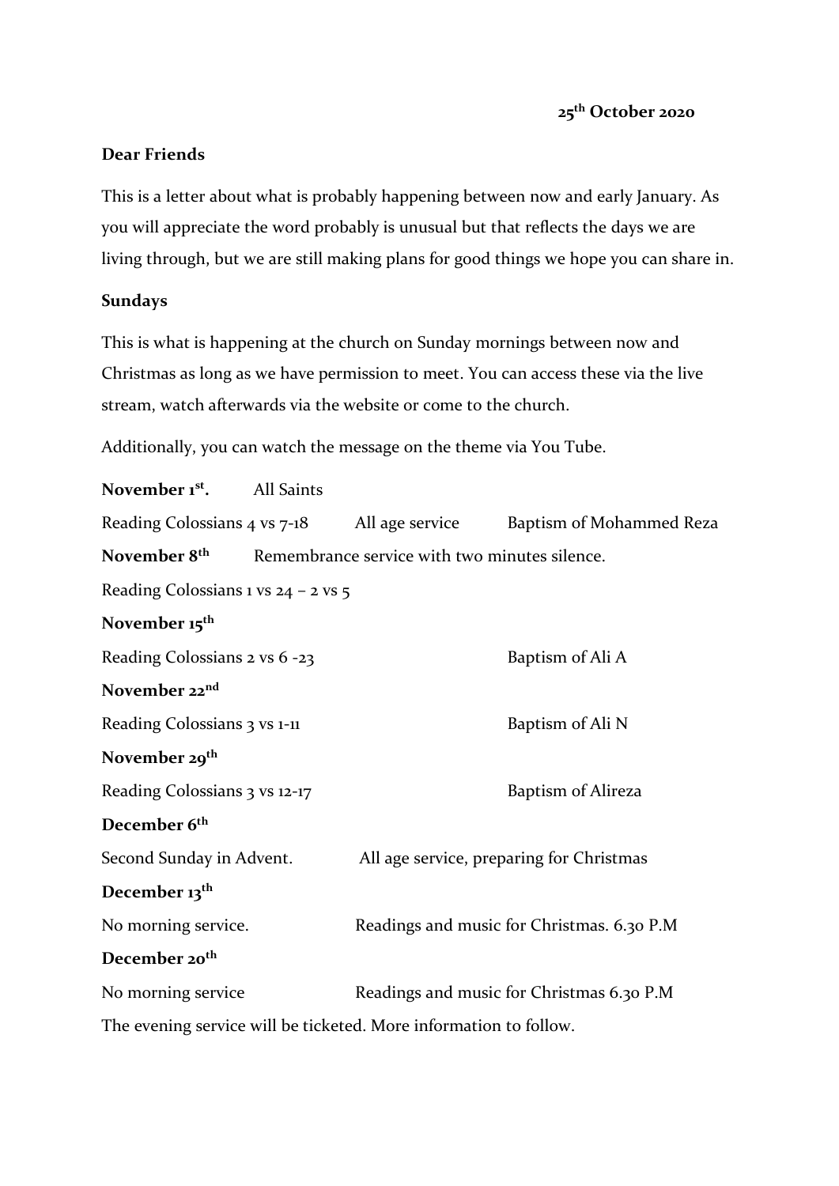**25th October 2020**

**Dear Friends**

This is a letter about what is probably happening between now and early January. As you will appreciate the word probably is unusual but that reflects the days we are living through, but we are still making plans for good things we hope you can share in.

**Sundays**

This is what is happening at the church on Sunday mornings between now and Christmas as long as we have permission to meet. You can access these via the live stream, watch afterwards via the website or come to the church.

Additionally, you can watch the message on the theme via You Tube.

**November 1st.** All Saints

Reading Colossians 4 vs 7-18 All age service Baptism of Mohammed Reza

**November 8th** Remembrance service with two minutes silence.

Reading Colossians 1 vs 24 – 2 vs 5

**November 15th**

Reading Colossians 2 vs 6 -23 Baptism of Ali A

**November 22nd**

Reading Colossians 3 vs 1-11 Baptism of Ali N

**November 29th**

Reading Colossians 3 vs 12-17 Baptism of Alireza

**December 6th**

Second Sunday in Advent. All age service, preparing for Christmas

**December 13th**

No morning service. Readings and music for Christmas. 6.30 P.M

**December 20th**

No morning service Readings and music for Christmas 6.30 P.M

The evening service will be ticketed. More information to follow.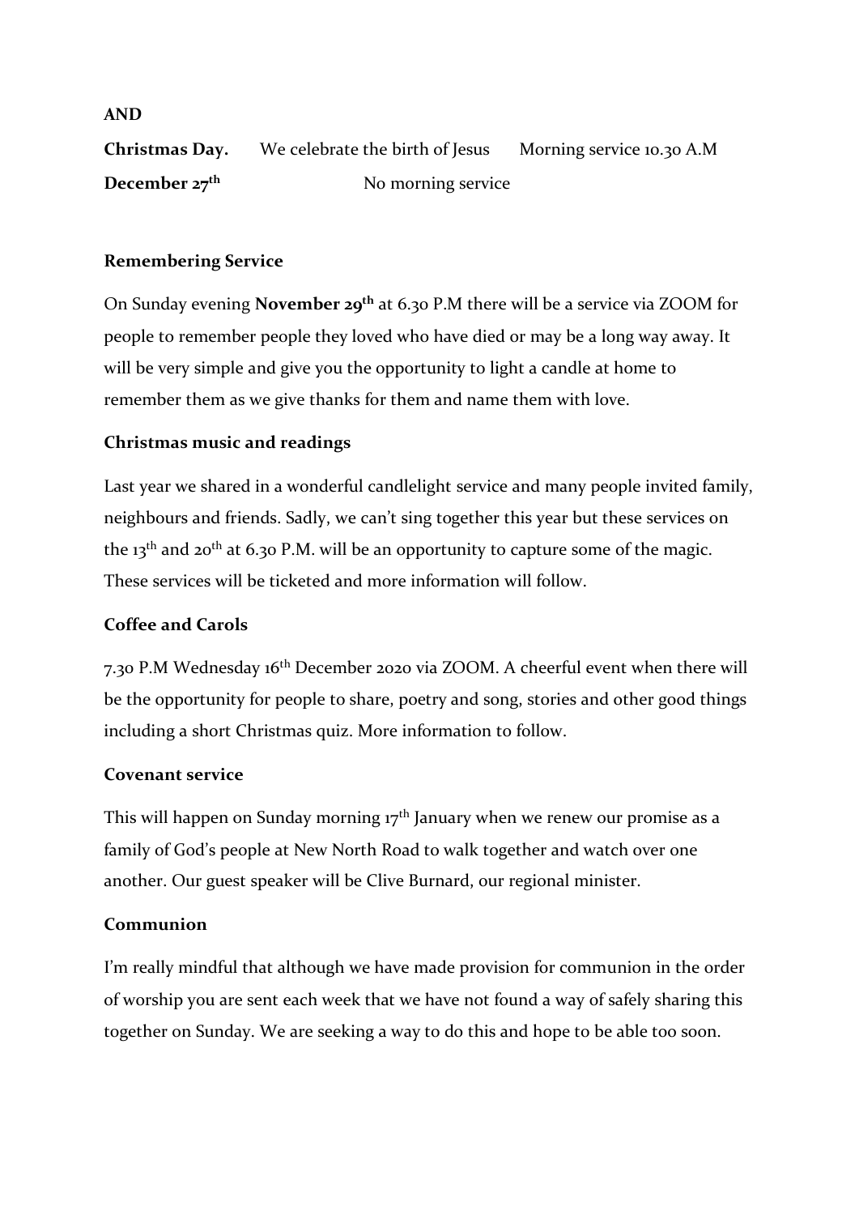**AND**

**Christmas Day.** We celebrate the birth of Jesus Morning service 10.30 A.M

**December 27th** No morning service

**Remembering Service**

On Sunday evening **November 29th** at 6.30 P.M there will be a service via ZOOM for people to remember people they loved who have died or may be a long way away. It will be very simple and give you the opportunity to light a candle at home to remember them as we give thanks for them and name them with love.

**Christmas music and readings**

Last year we shared in a wonderful candlelight service and many people invited family, neighbours and friends. Sadly, we can't sing together this year but these services on the 13th and 20th at 6.30 P.M. will be an opportunity to capture some of the magic. These services will be ticketed and more information will follow.

**Coffee and Carols**

7.30 P.M Wednesday 16th December 2020 via ZOOM. A cheerful event when there will be the opportunity for people to share, poetry and song, stories and other good things including a short Christmas quiz. More information to follow.

**Covenant service**

This will happen on Sunday morning 17th January when we renew our promise as a family of God's people at New North Road to walk together and watch over one another. Our guest speaker will be Clive Burnard, our regional minister.

**Communion**

I'm really mindful that although we have made provision for communion in the order of worship you are sent each week that we have not found a way of safely sharing this together on Sunday. We are seeking a way to do this and hope to be able too soon.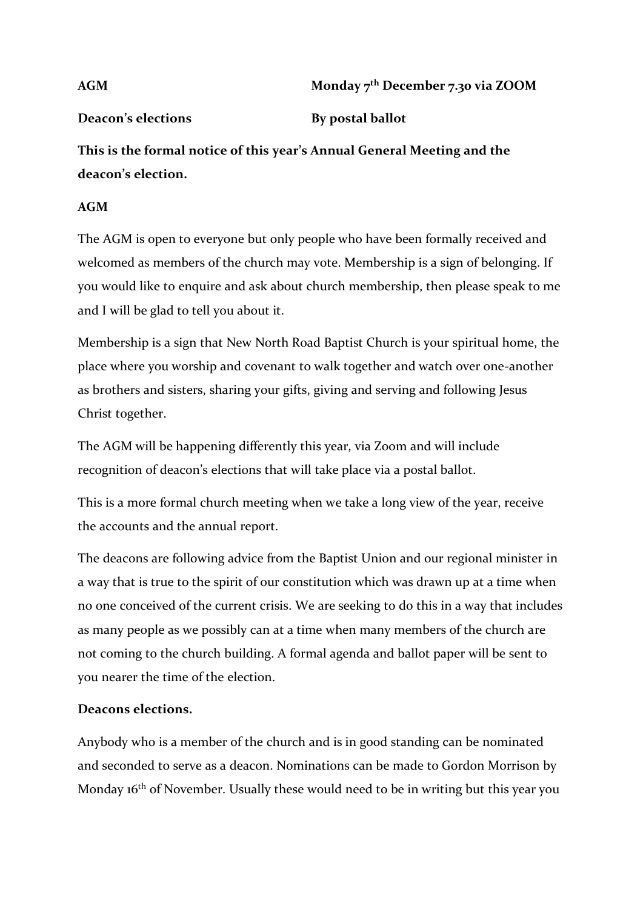**AGM** **Monday 7th December 7.30 via ZOOM**

**Deacon's elections** **By postal ballot**

**This is the formal notice of this year's Annual General Meeting and the deacon's election.**

**AGM**

The AGM is open to everyone but only people who have been formally received and welcomed as members of the church may vote. Membership is a sign of belonging. If you would like to enquire and ask about church membership, then please speak to me and I will be glad to tell you about it.

Membership is a sign that New North Road Baptist Church is your spiritual home, the place where you worship and covenant to walk together and watch over one-another as brothers and sisters, sharing your gifts, giving and serving and following Jesus Christ together.

The AGM will be happening differently this year, via Zoom and will include recognition of deacon's elections that will take place via a postal ballot.

This is a more formal church meeting when we take a long view of the year, receive the accounts and the annual report.

The deacons are following advice from the Baptist Union and our regional minister in a way that is true to the spirit of our constitution which was drawn up at a time when no one conceived of the current crisis. We are seeking to do this in a way that includes as many people as we possibly can at a time when many members of the church are not coming to the church building. A formal agenda and ballot paper will be sent to you nearer the time of the election.

**Deacons elections.**

Anybody who is a member of the church and is in good standing can be nominated and seconded to serve as a deacon. Nominations can be made to Gordon Morrison by Monday 16th of November. Usually these would need to be in writing but this year you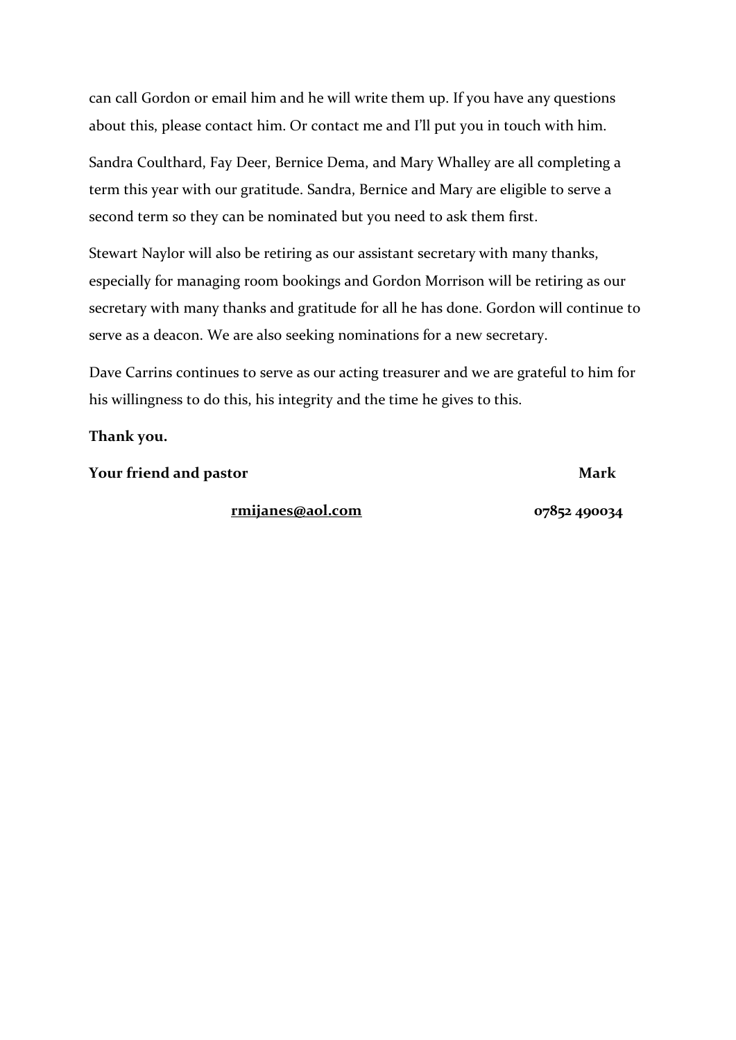can call Gordon or email him and he will write them up. If you have any questions about this, please contact him. Or contact me and I'll put you in touch with him.

Sandra Coulthard, Fay Deer, Bernice Dema, and Mary Whalley are all completing a term this year with our gratitude. Sandra, Bernice and Mary are eligible to serve a second term so they can be nominated but you need to ask them first.

Stewart Naylor will also be retiring as our assistant secretary with many thanks, especially for managing room bookings and Gordon Morrison will be retiring as our secretary with many thanks and gratitude for all he has done. Gordon will continue to serve as a deacon. We are also seeking nominations for a new secretary.

Dave Carrins continues to serve as our acting treasurer and we are grateful to him for his willingness to do this, his integrity and the time he gives to this.

**Thank you.**

**Your friend and pastor** **Mark**

**rmijanes@aol.com** **07852 490034**